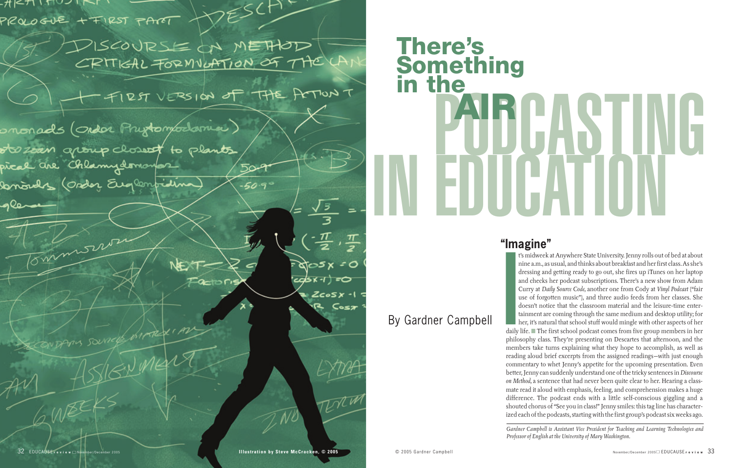# There's Something in the AIR

# PODCASTING IN EDUCATION

By Gardner Campbell

## "Imagine"

It's midweek at Anywhere State University. Jenny rolls out of bed at about nine a.m., as usual, and thinks about breakfast and her first class. As she's dressing and getting ready to go out, she fires up iTunes on her laptop and checks her podcast subscriptions. There's a new show from Adam Curry at *Daily Source Code,* another one from Cody at *Vinyl Podcast* ("fair use of forgotten music"), and three audio feeds from her classes. She doesn't notice that the classroom material and the leisure-time entertainment are coming through the same medium and desktop utility; for her, it's natural that school stuff would mingle with other aspects of her daily life. The first school podcast comes from five group members in her philosophy class. They're presenting on Descartes that afternoon, and the members take turns explaining what they hope to accomplish, as well as reading aloud brief excerpts from the assigned readings—with just enough commentary to whet Jenny's appetite for the upcoming presentation. Even better, Jenny can suddenly understand one of the tricky sentences in *Discourse on Method,* a sentence that had never been quite clear to her. Hearing a classmate read it aloud with emphasis, feeling, and comprehension makes a huge difference. The podcast ends with a little self-conscious giggling and a shouted chorus of "See you in class!" Jenny smiles: this tag line has characterized each of the podcasts, starting with the first group's podcast six weeks ago.

*Gardner Campbell is Assistant Vice President for Teaching and Learning Technologies and Professor of English at the University of Mary Washington.*

Illustration by Steve McCracken, © 2005

© 2005 Gardner Campbell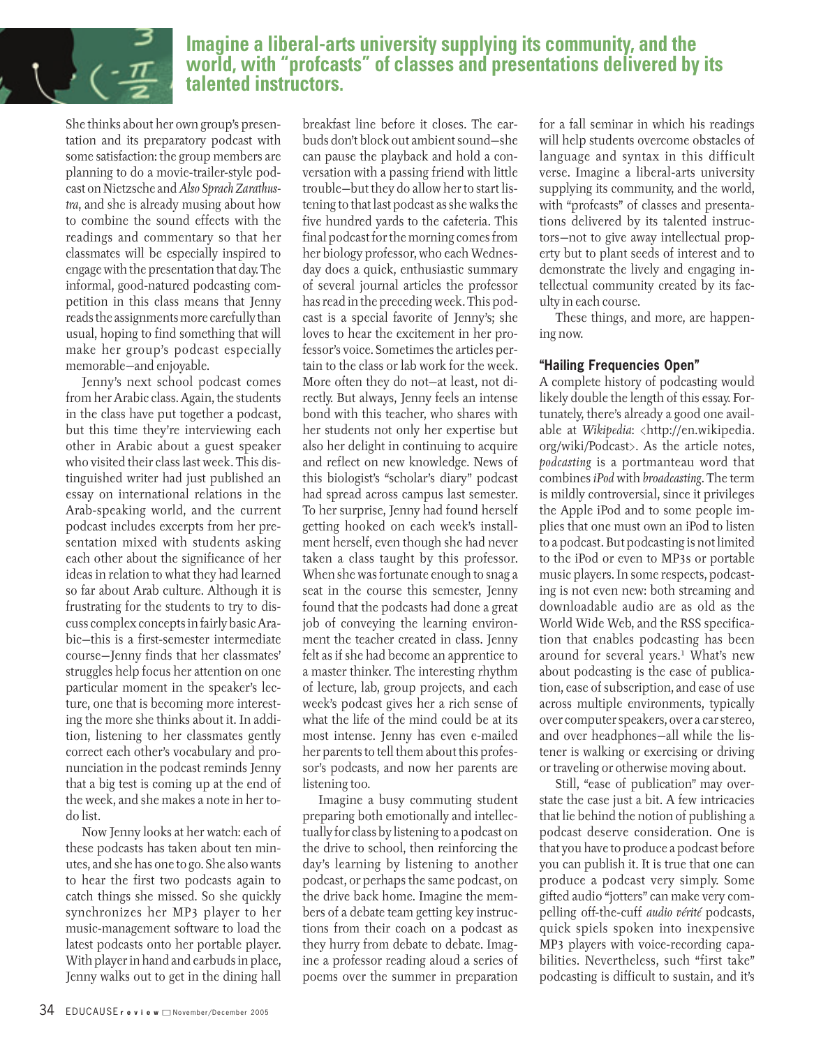**Imagine a liberal-arts university supplying its community, and the world, with "profcasts" of classes and presentations delivered by its talented instructors.**

She thinks about her own group's presentation and its preparatory podcast with some satisfaction: the group members are planning to do a movie-trailer-style podcast on Nietzsche and *Also Sprach Zarathustra*, and she is already musing about how to combine the sound effects with the readings and commentary so that her classmates will be especially inspired to engage with the presentation that day. The informal, good-natured podcasting competition in this class means that Jenny reads the assignments more carefully than usual, hoping to find something that will make her group's podcast especially memorable—and enjoyable.

Jenny's next school podcast comes from her Arabic class. Again, the students in the class have put together a podcast, but this time they're interviewing each other in Arabic about a guest speaker who visited their class last week. This distinguished writer had just published an essay on international relations in the Arab-speaking world, and the current podcast includes excerpts from her presentation mixed with students asking each other about the significance of her ideas in relation to what they had learned so far about Arab culture. Although it is frustrating for the students to try to discuss complex concepts in fairly basic Arabic—this is a first-semester intermediate course—Jenny finds that her classmates' struggles help focus her attention on one particular moment in the speaker's lecture, one that is becoming more interesting the more she thinks about it. In addition, listening to her classmates gently correct each other's vocabulary and pronunciation in the podcast reminds Jenny that a big test is coming up at the end of the week, and she makes a note in her to-do list.

Now Jenny looks at her watch: each of these podcasts has taken about ten minutes, and she has one to go. She also wants to hear the first two podcasts again to catch things she missed. So she quickly synchronizes her MP3 player to her music-management software to load the latest podcasts onto her portable player. With player in hand and earbuds in place, Jenny walks out to get in the dining hall breakfast line before it closes. The earbuds don't block out ambient sound—she can pause the playback and hold a conversation with a passing friend with little trouble—but they do allow her to start listening to that last podcast as she walks the five hundred yards to the cafeteria. This final podcast for the morning comes from her biology professor, who each Wednesday does a quick, enthusiastic summary of several journal articles the professor has read in the preceding week. This podcast is a special favorite of Jenny's; she loves to hear the excitement in her professor's voice. Sometimes the articles pertain to the class or lab work for the week. More often they do not—at least, not directly. But always, Jenny feels an intense bond with this teacher, who shares with her students not only her expertise but also her delight in continuing to acquire and reflect on new knowledge. News of this biologist's "scholar's diary" podcast had spread across campus last semester. To her surprise, Jenny had found herself getting hooked on each week's installment herself, even though she had never taken a class taught by this professor. When she was fortunate enough to snag a seat in the course this semester, Jenny found that the podcasts had done a great job of conveying the learning environment the teacher created in class. Jenny felt as if she had become an apprentice to a master thinker. The interesting rhythm of lecture, lab, group projects, and each week's podcast gives her a rich sense of what the life of the mind could be at its most intense. Jenny has even e-mailed her parents to tell them about this professor's podcasts, and now her parents are listening too.

Imagine a busy commuting student preparing both emotionally and intellectually for class by listening to a podcast on the drive to school, then reinforcing the day's learning by listening to another podcast, or perhaps the same podcast, on the drive back home. Imagine the members of a debate team getting key instructions from their coach on a podcast as they hurry from debate to debate. Imagine a professor reading aloud a series of poems over the summer in preparation for a fall seminar in which his readings will help students overcome obstacles of language and syntax in this difficult verse. Imagine a liberal-arts university supplying its community, and the world, with "profcasts" of classes and presentations delivered by its talented instructors—not to give away intellectual property but to plant seeds of interest and to demonstrate the lively and engaging intellectual community created by its faculty in each course.

These things, and more, are happening now.

### "Hailing Frequencies Open"

A complete history of podcasting would likely double the length of this essay. Fortunately, there's already a good one available at *Wikipedia*: <http://en.wikipedia.org/wiki/Podcast>. As the article notes, *podcasting* is a portmanteau word that combines *iPod* with *broadcasting*. The term is mildly controversial, since it privileges the Apple iPod and to some people implies that one must own an iPod to listen to a podcast. But podcasting is not limited to the iPod or even to MP3s or portable music players. In some respects, podcasting is not even new: both streaming and downloadable audio are as old as the World Wide Web, and the RSS specification that enables podcasting has been around for several years.[1] What's new about podcasting is the ease of publication, ease of subscription, and ease of use across multiple environments, typically over computer speakers, over a car stereo, and over headphones—all while the listener is walking or exercising or driving or traveling or otherwise moving about.

Still, "ease of publication" may overstate the case just a bit. A few intricacies that lie behind the notion of publishing a podcast deserve consideration. One is that you have to produce a podcast before you can publish it. It is true that one can produce a podcast very simply. Some gifted audio "jotters" can make very compelling off-the-cuff *audio vérité* podcasts, quick spiels spoken into inexpensive MP3 players with voice-recording capabilities. Nevertheless, such "first take" podcasting is difficult to sustain, and it's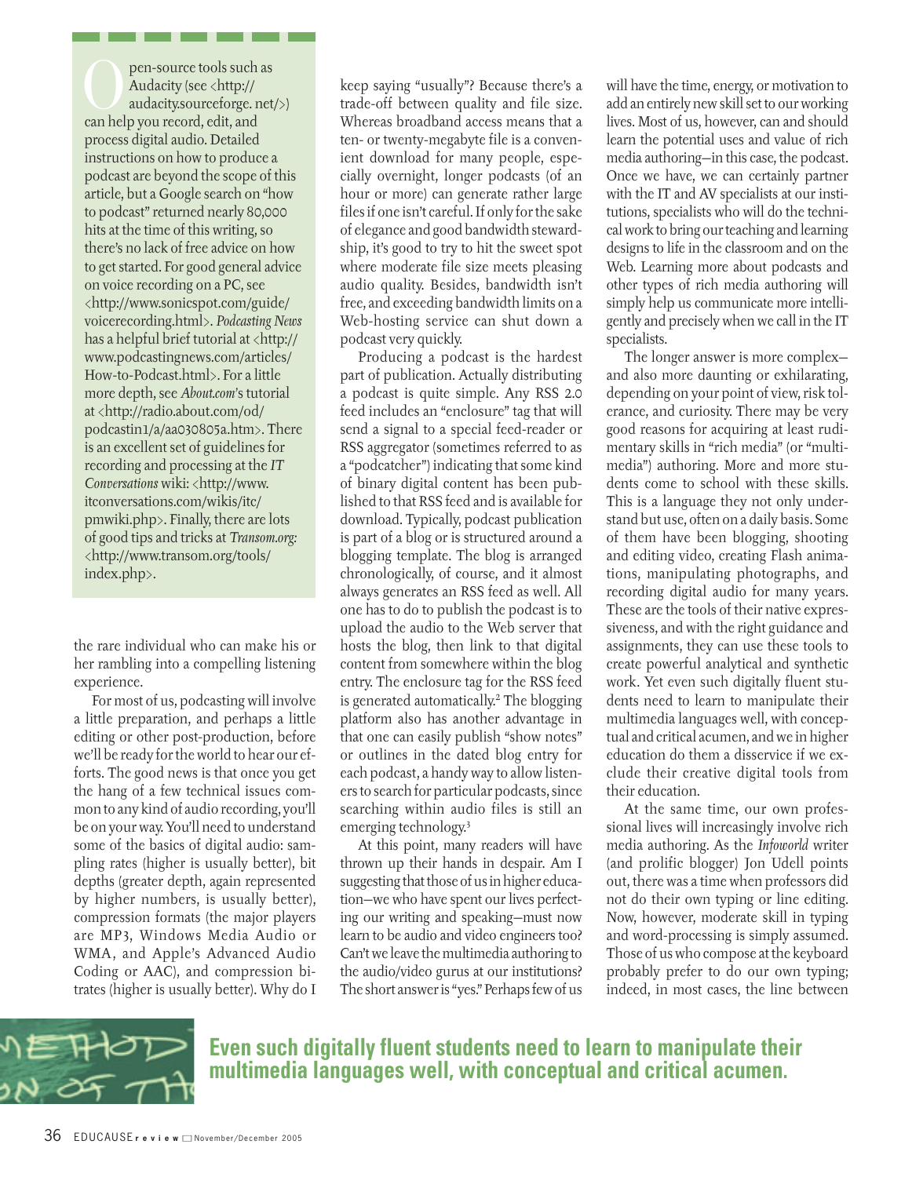Open-source tools such as Audacity (see <http://audacity.sourceforge. net/>) can help you record, edit, and process digital audio. Detailed instructions on how to produce a podcast are beyond the scope of this article, but a Google search on "how to podcast" returned nearly 80,000 hits at the time of this writing, so there's no lack of free advice on how to get started. For good general advice on voice recording on a PC, see <http://www.sonicspot.com/guide/voicerecording.html>. *Podcasting News* has a helpful brief tutorial at <http://www.podcastingnews.com/articles/How-to-Podcast.html>. For a little more depth, see *About.com*'s tutorial at <http://radio.about.com/od/podcastin1/a/aa030805a.htm>. There is an excellent set of guidelines for recording and processing at the *IT Conversations* wiki: <http://www.itconversations.com/wikis/itc/pmwiki.php>. Finally, there are lots of good tips and tricks at *Transom.org:* <http://www.transom.org/tools/index.php>.

the rare individual who can make his or her rambling into a compelling listening experience.

For most of us, podcasting will involve a little preparation, and perhaps a little editing or other post-production, before we'll be ready for the world to hear our efforts. The good news is that once you get the hang of a few technical issues common to any kind of audio recording, you'll be on your way. You'll need to understand some of the basics of digital audio: sampling rates (higher is usually better), bit depths (greater depth, again represented by higher numbers, is usually better), compression formats (the major players are MP3, Windows Media Audio or WMA, and Apple's Advanced Audio Coding or AAC), and compression bitrates (higher is usually better). Why do I keep saying "usually"? Because there's a trade-off between quality and file size. Whereas broadband access means that a ten- or twenty-megabyte file is a convenient download for many people, especially overnight, longer podcasts (of an hour or more) can generate rather large files if one isn't careful. If only for the sake of elegance and good bandwidth stewardship, it's good to try to hit the sweet spot where moderate file size meets pleasing audio quality. Besides, bandwidth isn't free, and exceeding bandwidth limits on a Web-hosting service can shut down a podcast very quickly.

Producing a podcast is the hardest part of publication. Actually distributing a podcast is quite simple. Any RSS 2.0 feed includes an "enclosure" tag that will send a signal to a special feed-reader or RSS aggregator (sometimes referred to as a "podcatcher") indicating that some kind of binary digital content has been published to that RSS feed and is available for download. Typically, podcast publication is part of a blog or is structured around a blogging template. The blog is arranged chronologically, of course, and it almost always generates an RSS feed as well. All one has to do to publish the podcast is to upload the audio to the Web server that hosts the blog, then link to that digital content from somewhere within the blog entry. The enclosure tag for the RSS feed is generated automatically.[2] The blogging platform also has another advantage in that one can easily publish "show notes" or outlines in the dated blog entry for each podcast, a handy way to allow listeners to search for particular podcasts, since searching within audio files is still an emerging technology.[3]

At this point, many readers will have thrown up their hands in despair. Am I suggesting that those of us in higher education—we who have spent our lives perfecting our writing and speaking—must now learn to be audio and video engineers too? Can't we leave the multimedia authoring to the audio/video gurus at our institutions? The short answer is "yes." Perhaps few of us will have the time, energy, or motivation to add an entirely new skill set to our working lives. Most of us, however, can and should learn the potential uses and value of rich media authoring—in this case, the podcast. Once we have, we can certainly partner with the IT and AV specialists at our institutions, specialists who will do the technical work to bring our teaching and learning designs to life in the classroom and on the Web. Learning more about podcasts and other types of rich media authoring will simply help us communicate more intelligently and precisely when we call in the IT specialists.

The longer answer is more complex—and also more daunting or exhilarating, depending on your point of view, risk tolerance, and curiosity. There may be very good reasons for acquiring at least rudimentary skills in "rich media" (or "multimedia") authoring. More and more students come to school with these skills. This is a language they not only understand but use, often on a daily basis. Some of them have been blogging, shooting and editing video, creating Flash animations, manipulating photographs, and recording digital audio for many years. These are the tools of their native expressiveness, and with the right guidance and assignments, they can use these tools to create powerful analytical and synthetic work. Yet even such digitally fluent students need to learn to manipulate their multimedia languages well, with conceptual and critical acumen, and we in higher education do them a disservice if we exclude their creative digital tools from their education.

At the same time, our own professional lives will increasingly involve rich media authoring. As the *Infoworld* writer (and prolific blogger) Jon Udell points out, there was a time when professors did not do their own typing or line editing. Now, however, moderate skill in typing and word-processing is simply assumed. Those of us who compose at the keyboard probably prefer to do our own typing; indeed, in most cases, the line between

**Even such digitally fluent students need to learn to manipulate their multimedia languages well, with conceptual and critical acumen.**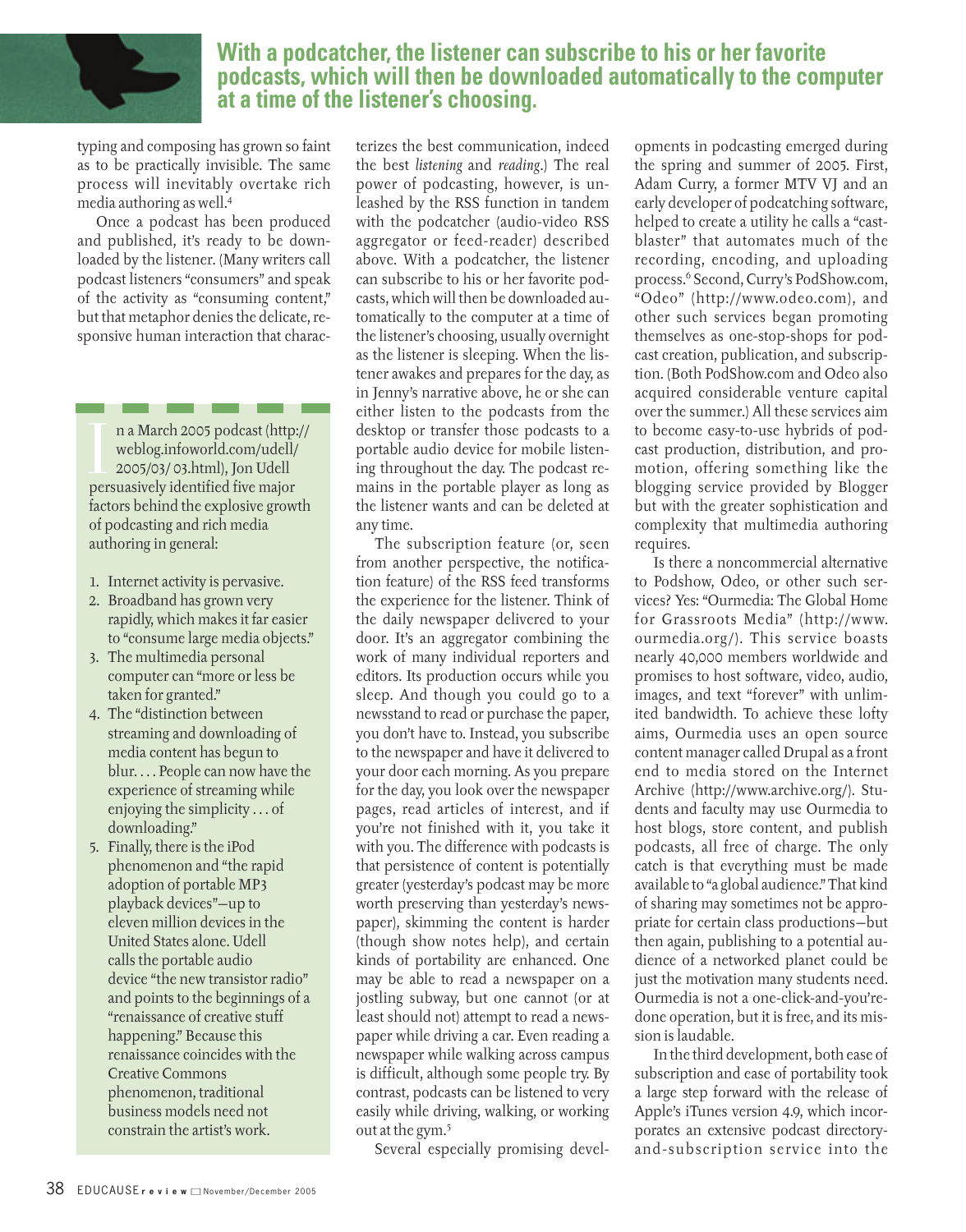**With a podcatcher, the listener can subscribe to his or her favorite podcasts, which will then be downloaded automatically to the computer at a time of the listener's choosing.**

typing and composing has grown so faint as to be practically invisible. The same process will inevitably overtake rich media authoring as well.[4]

Once a podcast has been produced and published, it's ready to be downloaded by the listener. (Many writers call podcast listeners "consumers" and speak of the activity as "consuming content," but that metaphor denies the delicate, responsive human interaction that characterizes the best communication, indeed the best *listening* and *reading*.) The real power of podcasting, however, is unleashed by the RSS function in tandem with the podcatcher (audio-video RSS aggregator or feed-reader) described above. With a podcatcher, the listener can subscribe to his or her favorite podcasts, which will then be downloaded automatically to the computer at a time of the listener's choosing, usually overnight as the listener is sleeping. When the listener awakes and prepares for the day, as in Jenny's narrative above, he or she can either listen to the podcasts from the desktop or transfer those podcasts to a portable audio device for mobile listening throughout the day. The podcast remains in the portable player as long as the listener wants and can be deleted at any time.

The subscription feature (or, seen from another perspective, the notification feature) of the RSS feed transforms the experience for the listener. Think of the daily newspaper delivered to your door. It's an aggregator combining the work of many individual reporters and editors. Its production occurs while you sleep. And though you could go to a newsstand to read or purchase the paper, you don't have to. Instead, you subscribe to the newspaper and have it delivered to your door each morning. As you prepare for the day, you look over the newspaper pages, read articles of interest, and if you're not finished with it, you take it with you. The difference with podcasts is that persistence of content is potentially greater (yesterday's podcast may be more worth preserving than yesterday's newspaper), skimming the content is harder (though show notes help), and certain kinds of portability are enhanced. One may be able to read a newspaper on a jostling subway, but one cannot (or at least should not) attempt to read a newspaper while driving a car. Even reading a newspaper while walking across campus is difficult, although some people try. By contrast, podcasts can be listened to very easily while driving, walking, or working out at the gym.[5]

Several especially promising developments in podcasting emerged during the spring and summer of 2005. First, Adam Curry, a former MTV VJ and an early developer of podcatching software, helped to create a utility he calls a "castblaster" that automates much of the recording, encoding, and uploading process.[6] Second, Curry's PodShow.com, "Odeo" (http://www.odeo.com), and other such services began promoting themselves as one-stop-shops for podcast creation, publication, and subscription. (Both PodShow.com and Odeo also acquired considerable venture capital over the summer.) All these services aim to become easy-to-use hybrids of podcast production, distribution, and promotion, offering something like the blogging service provided by Blogger but with the greater sophistication and complexity that multimedia authoring requires.

Is there a noncommercial alternative to Podshow, Odeo, or other such services? Yes: "Ourmedia: The Global Home for Grassroots Media" (http://www.ourmedia.org/). This service boasts nearly 40,000 members worldwide and promises to host software, video, audio, images, and text "forever" with unlimited bandwidth. To achieve these lofty aims, Ourmedia uses an open source content manager called Drupal as a front end to media stored on the Internet Archive (http://www.archive.org/). Students and faculty may use Ourmedia to host blogs, store content, and publish podcasts, all free of charge. The only catch is that everything must be made available to "a global audience." That kind of sharing may sometimes not be appropriate for certain class productions—but then again, publishing to a potential audience of a networked planet could be just the motivation many students need. Ourmedia is not a one-click-and-you're-done operation, but it is free, and its mission is laudable.

In the third development, both ease of subscription and ease of portability took a large step forward with the release of Apple's iTunes version 4.9, which incorporates an extensive podcast directory-and-subscription service into the

---

In a March 2005 podcast (http://weblog.infoworld.com/udell/2005/03/03.html), Jon Udell persuasively identified five major factors behind the explosive growth of podcasting and rich media authoring in general:

1. Internet activity is pervasive.
2. Broadband has grown very rapidly, which makes it far easier to "consume large media objects."
3. The multimedia personal computer can "more or less be taken for granted."
4. The "distinction between streaming and downloading of media content has begun to blur. . . . People can now have the experience of streaming while enjoying the simplicity . . . of downloading."
5. Finally, there is the iPod phenomenon and "the rapid adoption of portable MP3 playback devices"—up to eleven million devices in the United States alone. Udell calls the portable audio device "the new transistor radio" and points to the beginnings of a "renaissance of creative stuff happening." Because this renaissance coincides with the Creative Commons phenomenon, traditional business models need not constrain the artist's work.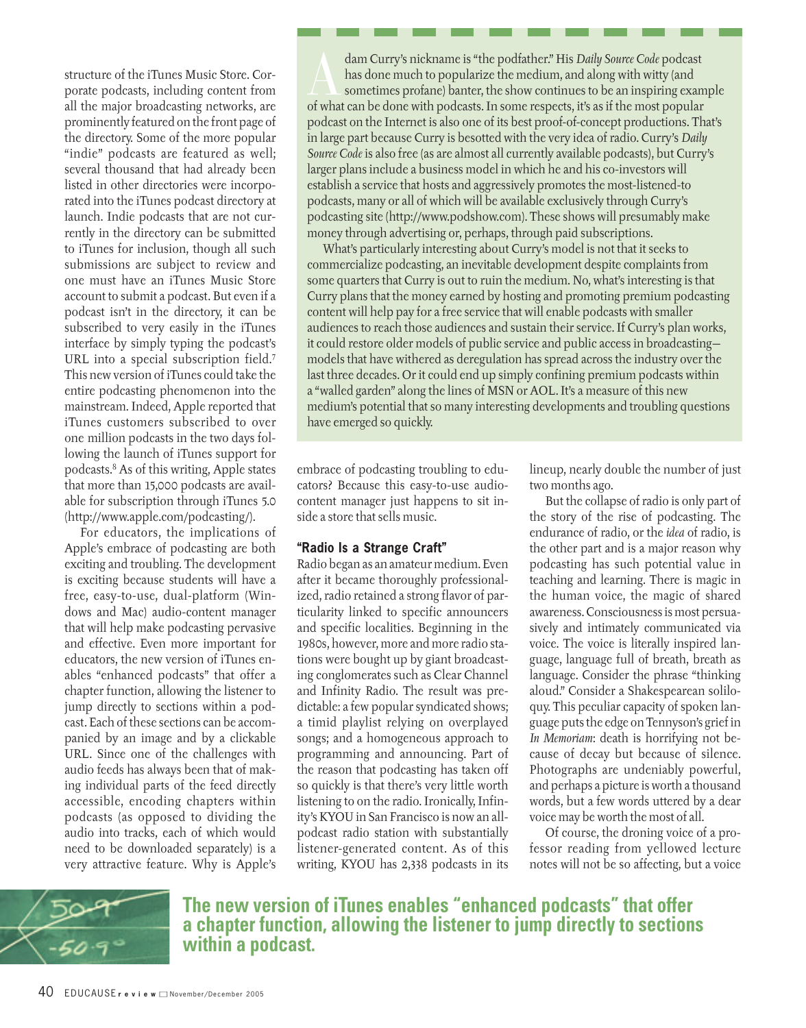structure of the iTunes Music Store. Corporate podcasts, including content from all the major broadcasting networks, are prominently featured on the front page of the directory. Some of the more popular "indie" podcasts are featured as well; several thousand that had already been listed in other directories were incorporated into the iTunes podcast directory at launch. Indie podcasts that are not currently in the directory can be submitted to iTunes for inclusion, though all such submissions are subject to review and one must have an iTunes Music Store account to submit a podcast. But even if a podcast isn't in the directory, it can be subscribed to very easily in the iTunes interface by simply typing the podcast's URL into a special subscription field.[7] This new version of iTunes could take the entire podcasting phenomenon into the mainstream. Indeed, Apple reported that iTunes customers subscribed to over one million podcasts in the two days following the launch of iTunes support for podcasts.[8] As of this writing, Apple states that more than 15,000 podcasts are available for subscription through iTunes 5.0 (http://www.apple.com/podcasting/).

For educators, the implications of Apple's embrace of podcasting are both exciting and troubling. The development is exciting because students will have a free, easy-to-use, dual-platform (Windows and Mac) audio-content manager that will help make podcasting pervasive and effective. Even more important for educators, the new version of iTunes enables "enhanced podcasts" that offer a chapter function, allowing the listener to jump directly to sections within a podcast. Each of these sections can be accompanied by an image and by a clickable URL. Since one of the challenges with audio feeds has always been that of making individual parts of the feed directly accessible, encoding chapters within podcasts (as opposed to dividing the audio into tracks, each of which would need to be downloaded separately) is a very attractive feature. Why is Apple's embrace of podcasting troubling to educators? Because this easy-to-use audio-content manager just happens to sit inside a store that sells music.

> Adam Curry's nickname is "the podfather." His *Daily Source Code* podcast has done much to popularize the medium, and along with witty (and sometimes profane) banter, the show continues to be an inspiring example of what can be done with podcasts. In some respects, it's as if the most popular podcast on the Internet is also one of its best proof-of-concept productions. That's in large part because Curry is besotted with the very idea of radio. Curry's *Daily Source Code* is also free (as are almost all currently available podcasts), but Curry's larger plans include a business model in which he and his co-investors will establish a service that hosts and aggressively promotes the most-listened-to podcasts, many or all of which will be available exclusively through Curry's podcasting site (http://www.podshow.com). These shows will presumably make money through advertising or, perhaps, through paid subscriptions.
>
> What's particularly interesting about Curry's model is not that it seeks to commercialize podcasting, an inevitable development despite complaints from some quarters that Curry is out to ruin the medium. No, what's interesting is that Curry plans that the money earned by hosting and promoting premium podcasting content will help pay for a free service that will enable podcasts with smaller audiences to reach those audiences and sustain their service. If Curry's plan works, it could restore older models of public service and public access in broadcasting—models that have withered as deregulation has spread across the industry over the last three decades. Or it could end up simply confining premium podcasts within a "walled garden" along the lines of MSN or AOL. It's a measure of this new medium's potential that so many interesting developments and troubling questions have emerged so quickly.

## "Radio Is a Strange Craft"

Radio began as an amateur medium. Even after it became thoroughly professionalized, radio retained a strong flavor of particularity linked to specific announcers and specific localities. Beginning in the 1980s, however, more and more radio stations were bought up by giant broadcasting conglomerates such as Clear Channel and Infinity Radio. The result was predictable: a few popular syndicated shows; a timid playlist relying on overplayed songs; and a homogeneous approach to programming and announcing. Part of the reason that podcasting has taken off so quickly is that there's very little worth listening to on the radio. Ironically, Infinity's KYOU in San Francisco is now an all-podcast radio station with substantially listener-generated content. As of this writing, KYOU has 2,338 podcasts in its lineup, nearly double the number of just two months ago.

But the collapse of radio is only part of the story of the rise of podcasting. The endurance of radio, or the *idea* of radio, is the other part and is a major reason why podcasting has such potential value in teaching and learning. There is magic in the human voice, the magic of shared awareness. Consciousness is most persuasively and intimately communicated via voice. The voice is literally inspired language, language full of breath, breath as language. Consider the phrase "thinking aloud." Consider a Shakespearean soliloquy. This peculiar capacity of spoken language puts the edge on Tennyson's grief in *In Memoriam*: death is horrifying not because of decay but because of silence. Photographs are undeniably powerful, and perhaps a picture is worth a thousand words, but a few words uttered by a dear voice may be worth the most of all.

Of course, the droning voice of a professor reading from yellowed lecture notes will not be so affecting, but a voice

**The new version of iTunes enables "enhanced podcasts" that offer a chapter function, allowing the listener to jump directly to sections within a podcast.**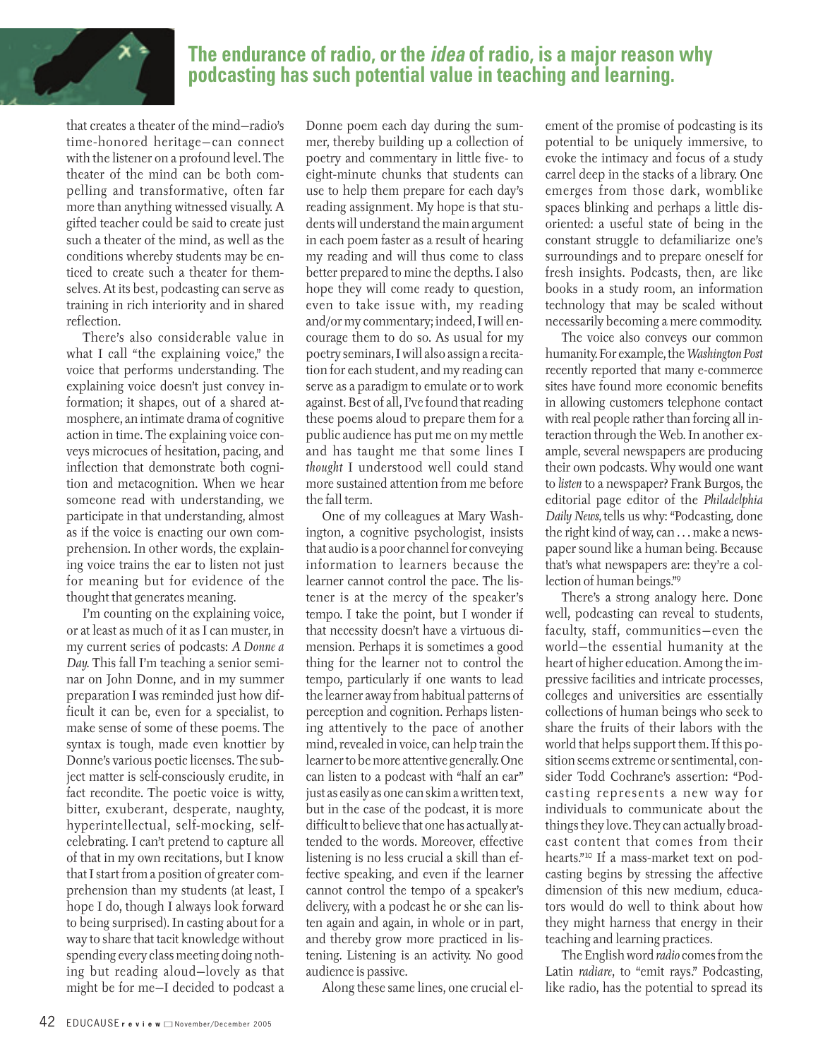**The endurance of radio, or the *idea* of radio, is a major reason why podcasting has such potential value in teaching and learning.**

that creates a theater of the mind—radio's time-honored heritage—can connect with the listener on a profound level. The theater of the mind can be both compelling and transformative, often far more than anything witnessed visually. A gifted teacher could be said to create just such a theater of the mind, as well as the conditions whereby students may be enticed to create such a theater for themselves. At its best, podcasting can serve as training in rich interiority and in shared reflection.

There's also considerable value in what I call "the explaining voice," the voice that performs understanding. The explaining voice doesn't just convey information; it shapes, out of a shared atmosphere, an intimate drama of cognitive action in time. The explaining voice conveys microcues of hesitation, pacing, and inflection that demonstrate both cognition and metacognition. When we hear someone read with understanding, we participate in that understanding, almost as if the voice is enacting our own comprehension. In other words, the explaining voice trains the ear to listen not just for meaning but for evidence of the thought that generates meaning.

I'm counting on the explaining voice, or at least as much of it as I can muster, in my current series of podcasts: *A Donne a Day.* This fall I'm teaching a senior seminar on John Donne, and in my summer preparation I was reminded just how difficult it can be, even for a specialist, to make sense of some of these poems. The syntax is tough, made even knottier by Donne's various poetic licenses. The subject matter is self-consciously erudite, in fact recondite. The poetic voice is witty, bitter, exuberant, desperate, naughty, hyperintellectual, self-mocking, self-celebrating. I can't pretend to capture all of that in my own recitations, but I know that I start from a position of greater comprehension than my students (at least, I hope I do, though I always look forward to being surprised). In casting about for a way to share that tacit knowledge without spending every class meeting doing nothing but reading aloud—lovely as that might be for me—I decided to podcast a Donne poem each day during the summer, thereby building up a collection of poetry and commentary in little five- to eight-minute chunks that students can use to help them prepare for each day's reading assignment. My hope is that students will understand the main argument in each poem faster as a result of hearing my reading and will thus come to class better prepared to mine the depths. I also hope they will come ready to question, even to take issue with, my reading and/or my commentary; indeed, I will encourage them to do so. As usual for my poetry seminars, I will also assign a recitation for each student, and my reading can serve as a paradigm to emulate or to work against. Best of all, I've found that reading these poems aloud to prepare them for a public audience has put me on my mettle and has taught me that some lines I *thought* I understood well could stand more sustained attention from me before the fall term.

One of my colleagues at Mary Washington, a cognitive psychologist, insists that audio is a poor channel for conveying information to learners because the learner cannot control the pace. The listener is at the mercy of the speaker's tempo. I take the point, but I wonder if that necessity doesn't have a virtuous dimension. Perhaps it is sometimes a good thing for the learner not to control the tempo, particularly if one wants to lead the learner away from habitual patterns of perception and cognition. Perhaps listening attentively to the pace of another mind, revealed in voice, can help train the learner to be more attentive generally. One can listen to a podcast with "half an ear" just as easily as one can skim a written text, but in the case of the podcast, it is more difficult to believe that one has actually attended to the words. Moreover, effective listening is no less crucial a skill than effective speaking, and even if the learner cannot control the tempo of a speaker's delivery, with a podcast he or she can listen again and again, in whole or in part, and thereby grow more practiced in listening. Listening is an activity. No good audience is passive.

Along these same lines, one crucial element of the promise of podcasting is its potential to be uniquely immersive, to evoke the intimacy and focus of a study carrel deep in the stacks of a library. One emerges from those dark, womblike spaces blinking and perhaps a little disoriented: a useful state of being in the constant struggle to defamiliarize one's surroundings and to prepare oneself for fresh insights. Podcasts, then, are like books in a study room, an information technology that may be scaled without necessarily becoming a mere commodity.

The voice also conveys our common humanity. For example, the *Washington Post* recently reported that many e-commerce sites have found more economic benefits in allowing customers telephone contact with real people rather than forcing all interaction through the Web. In another example, several newspapers are producing their own podcasts. Why would one want to *listen* to a newspaper? Frank Burgos, the editorial page editor of the *Philadelphia Daily News,* tells us why: "Podcasting, done the right kind of way, can . . . make a newspaper sound like a human being. Because that's what newspapers are: they're a collection of human beings."[9]

There's a strong analogy here. Done well, podcasting can reveal to students, faculty, staff, communities—even the world—the essential humanity at the heart of higher education. Among the impressive facilities and intricate processes, colleges and universities are essentially collections of human beings who seek to share the fruits of their labors with the world that helps support them. If this position seems extreme or sentimental, consider Todd Cochrane's assertion: "Podcasting represents a new way for individuals to communicate about the things they love. They can actually broadcast content that comes from their hearts."[10] If a mass-market text on podcasting begins by stressing the affective dimension of this new medium, educators would do well to think about how they might harness that energy in their teaching and learning practices.

The English word *radio* comes from the Latin *radiare,* to "emit rays." Podcasting, like radio, has the potential to spread its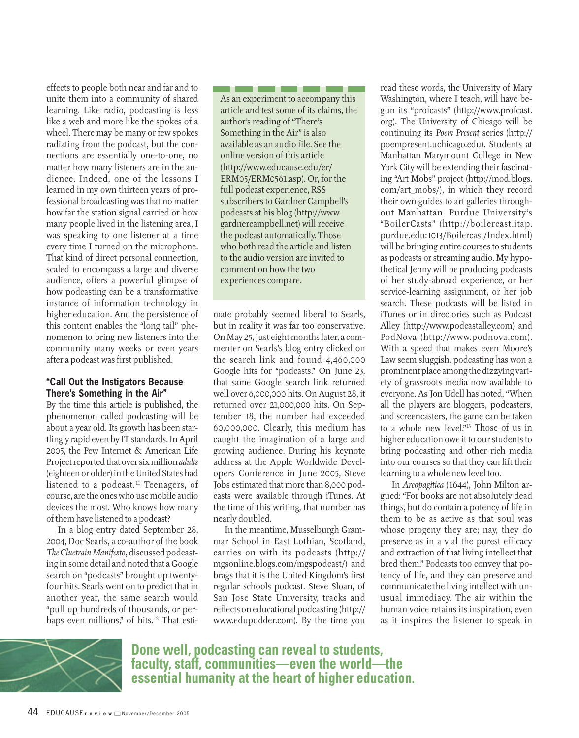effects to people both near and far and to unite them into a community of shared learning. Like radio, podcasting is less like a web and more like the spokes of a wheel. There may be many or few spokes radiating from the podcast, but the connections are essentially one-to-one, no matter how many listeners are in the audience. Indeed, one of the lessons I learned in my own thirteen years of professional broadcasting was that no matter how far the station signal carried or how many people lived in the listening area, I was speaking to one listener at a time every time I turned on the microphone. That kind of direct personal connection, scaled to encompass a large and diverse audience, offers a powerful glimpse of how podcasting can be a transformative instance of information technology in higher education. And the persistence of this content enables the "long tail" phenomenon to bring new listeners into the community many weeks or even years after a podcast was first published.

### "Call Out the Instigators Because There's Something in the Air"

By the time this article is published, the phenomenon called podcasting will be about a year old. Its growth has been startlingly rapid even by IT standards. In April 2005, the Pew Internet & American Life Project reported that over six million *adults* (eighteen or older) in the United States had listened to a podcast.[11] Teenagers, of course, are the ones who use mobile audio devices the most. Who knows how many of them have listened to a podcast?

In a blog entry dated September 28, 2004, Doc Searls, a co-author of the book *The Cluetrain Manifesto*, discussed podcasting in some detail and noted that a Google search on "podcasts" brought up twenty-four hits. Searls went on to predict that in another year, the same search would "pull up hundreds of thousands, or perhaps even millions," of hits.[12] That estimate probably seemed liberal to Searls, but in reality it was far too conservative. On May 25, just eight months later, a commenter on Searls's blog entry clicked on the search link and found 4,460,000 Google hits for "podcasts." On June 23, that same Google search link returned well over 6,000,000 hits. On August 28, it returned over 21,000,000 hits. On September 18, the number had exceeded 60,000,000. Clearly, this medium has caught the imagination of a large and growing audience. During his keynote address at the Apple Worldwide Developers Conference in June 2005, Steve Jobs estimated that more than 8,000 podcasts were available through iTunes. At the time of this writing, that number has nearly doubled.

> As an experiment to accompany this article and test some of its claims, the author's reading of "There's Something in the Air" is also available as an audio file. See the online version of this article (http://www.educause.edu/er/ERM05/ERM0561.asp). Or, for the full podcast experience, RSS subscribers to Gardner Campbell's podcasts at his blog (http://www.gardnercampbell.net) will receive the podcast automatically. Those who both read the article and listen to the audio version are invited to comment on how the two experiences compare.

In the meantime, Musselburgh Grammar School in East Lothian, Scotland, carries on with its podcasts (http://mgsonline.blogs.com/mgspodcast/) and brags that it is the United Kingdom's first regular schools podcast. Steve Sloan, of San Jose State University, tracks and reflects on educational podcasting (http://www.edupodder.com). By the time you read these words, the University of Mary Washington, where I teach, will have begun its "profcasts" (http://www.profcast.org). The University of Chicago will be continuing its *Poem Present* series (http://poempresent.uchicago.edu). Students at Manhattan Marymount College in New York City will be extending their fascinating "Art Mobs" project (http://mod.blogs.com/art_mobs/), in which they record their own guides to art galleries throughout Manhattan. Purdue University's "BoilerCasts" (http://boilercast.itap.purdue.edu:1013/Boilercast/Index.html) will be bringing entire courses to students as podcasts or streaming audio. My hypothetical Jenny will be producing podcasts of her study-abroad experience, or her service-learning assignment, or her job search. These podcasts will be listed in iTunes or in directories such as Podcast Alley (http://www.podcastalley.com) and PodNova (http://www.podnova.com). With a speed that makes even Moore's Law seem sluggish, podcasting has won a prominent place among the dizzying variety of grassroots media now available to everyone. As Jon Udell has noted, "When all the players are bloggers, podcasters, and screencasters, the game can be taken to a whole new level."[13] Those of us in higher education owe it to our students to bring podcasting and other rich media into our courses so that they can lift their learning to a whole new level too.

In *Areopagitica* (1644), John Milton argued: "For books are not absolutely dead things, but do contain a potency of life in them to be as active as that soul was whose progeny they are; nay, they do preserve as in a vial the purest efficacy and extraction of that living intellect that bred them." Podcasts too convey that potency of life, and they can preserve and communicate the living intellect with unusual immediacy. The air within the human voice retains its inspiration, even as it inspires the listener to speak in

**Done well, podcasting can reveal to students, faculty, staff, communities—even the world—the essential humanity at the heart of higher education.**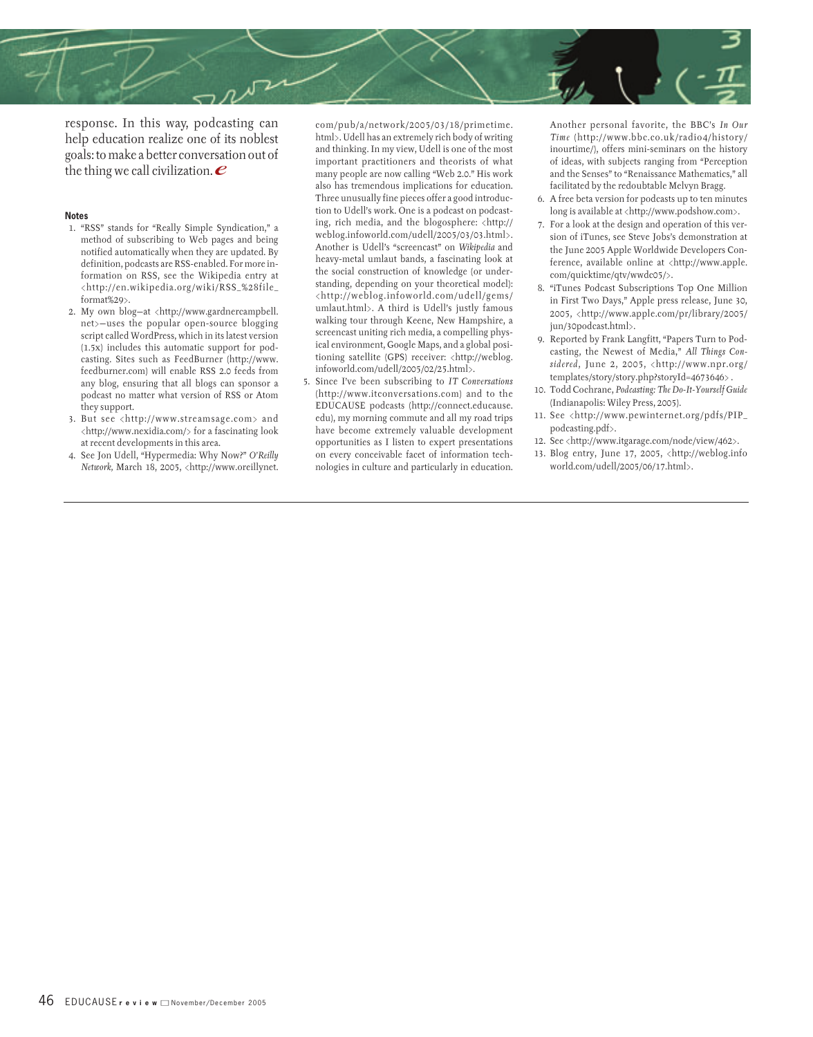response. In this way, podcasting can help education realize one of its noblest goals: to make a better conversation out of the thing we call civilization. *e*

**Notes**

1. "RSS" stands for "Really Simple Syndication," a method of subscribing to Web pages and being notified automatically when they are updated. By definition, podcasts are RSS-enabled. For more information on RSS, see the Wikipedia entry at <http://en.wikipedia.org/wiki/RSS_%28file_format%29>.
2. My own blog—at <http://www.gardnercampbell.net>—uses the popular open-source blogging script called WordPress, which in its latest version (1.5x) includes this automatic support for podcasting. Sites such as FeedBurner (http://www.feedburner.com) will enable RSS 2.0 feeds from any blog, ensuring that all blogs can sponsor a podcast no matter what version of RSS or Atom they support.
3. But see <http://www.streamsage.com> and <http://www.nexidia.com/> for a fascinating look at recent developments in this area.
4. See Jon Udell, "Hypermedia: Why Now?" *O'Reilly Network,* March 18, 2005, <http://www.oreillynet.com/pub/a/network/2005/03/18/primetime.html>. Udell has an extremely rich body of writing and thinking. In my view, Udell is one of the most important practitioners and theorists of what many people are now calling "Web 2.0." His work also has tremendous implications for education. Three unusually fine pieces offer a good introduction to Udell's work. One is a podcast on podcasting, rich media, and the blogosphere: <http://weblog.infoworld.com/udell/2005/03/03.html>. Another is Udell's "screencast" on *Wikipedia* and heavy-metal umlaut bands, a fascinating look at the social construction of knowledge (or understanding, depending on your theoretical model): <http://weblog.infoworld.com/udell/gems/umlaut.html>. A third is Udell's justly famous walking tour through Keene, New Hampshire, a screencast uniting rich media, a compelling physical environment, Google Maps, and a global positioning satellite (GPS) receiver: <http://weblog.infoworld.com/udell/2005/02/25.html>.
5. Since I've been subscribing to *IT Conversations* (http://www.itconversations.com) and to the EDUCAUSE podcasts (http://connect.educause.edu), my morning commute and all my road trips have become extremely valuable development opportunities as I listen to expert presentations on every conceivable facet of information technologies in culture and particularly in education. Another personal favorite, the BBC's *In Our Time* (http://www.bbc.co.uk/radio4/history/inourtime/), offers mini-seminars on the history of ideas, with subjects ranging from "Perception and the Senses" to "Renaissance Mathematics," all facilitated by the redoubtable Melvyn Bragg.
6. A free beta version for podcasts up to ten minutes long is available at <http://www.podshow.com>.
7. For a look at the design and operation of this version of iTunes, see Steve Jobs's demonstration at the June 2005 Apple Worldwide Developers Conference, available online at <http://www.apple.com/quicktime/qtv/wwdc05/>.
8. "iTunes Podcast Subscriptions Top One Million in First Two Days," Apple press release, June 30, 2005, <http://www.apple.com/pr/library/2005/jun/30podcast.html>.
9. Reported by Frank Langfitt, "Papers Turn to Podcasting, the Newest of Media," *All Things Considered*, June 2, 2005, <http://www.npr.org/templates/story/story.php?storyId=4673646>.
10. Todd Cochrane, *Podcasting: The Do-It-Yourself Guide* (Indianapolis: Wiley Press, 2005).
11. See <http://www.pewinternet.org/pdfs/PIP_podcasting.pdf>.
12. See <http://www.itgarage.com/node/view/462>.
13. Blog entry, June 17, 2005, <http://weblog.infoworld.com/udell/2005/06/17.html>.